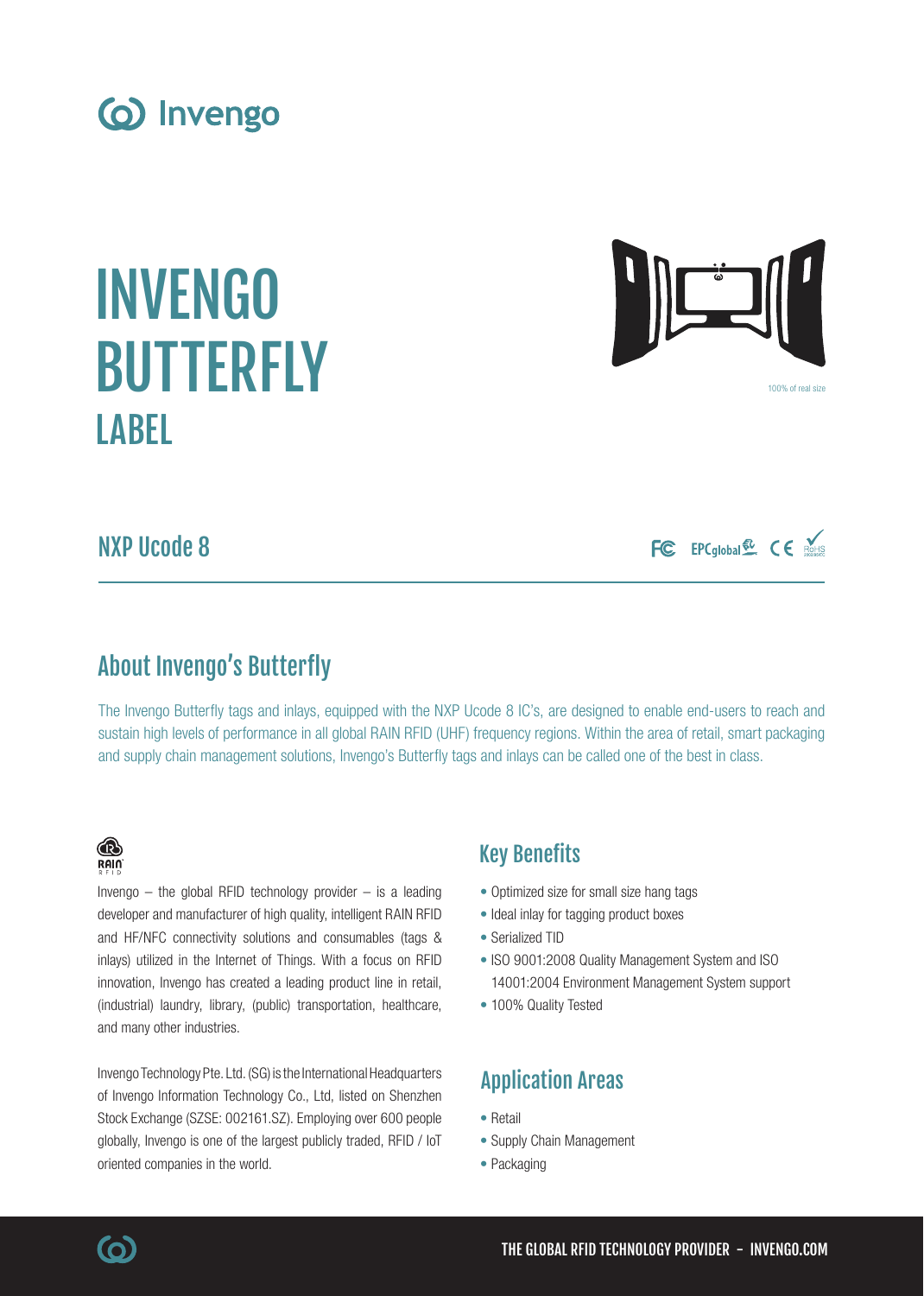Invengo

# INVENGO BUTTERFLY
## LABEL

100% of real size

## NXP Ucode 8

## About Invengo's Butterfly

The Invengo Butterfly tags and inlays, equipped with the NXP Ucode 8 IC's, are designed to enable end-users to reach and sustain high levels of performance in all global RAIN RFID (UHF) frequency regions. Within the area of retail, smart packaging and supply chain management solutions, Invengo's Butterfly tags and inlays can be called one of the best in class.

Invengo – the global RFID technology provider – is a leading developer and manufacturer of high quality, intelligent RAIN RFID and HF/NFC connectivity solutions and consumables (tags & inlays) utilized in the Internet of Things. With a focus on RFID innovation, Invengo has created a leading product line in retail, (industrial) laundry, library, (public) transportation, healthcare, and many other industries.

Invengo Technology Pte. Ltd. (SG) is the International Headquarters of Invengo Information Technology Co., Ltd, listed on Shenzhen Stock Exchange (SZSE: 002161.SZ). Employing over 600 people globally, Invengo is one of the largest publicly traded, RFID / IoT oriented companies in the world.

## Key Benefits

- Optimized size for small size hang tags
- Ideal inlay for tagging product boxes
- Serialized TID
- ISO 9001:2008 Quality Management System and ISO 14001:2004 Environment Management System support
- 100% Quality Tested

## Application Areas

- Retail
- Supply Chain Management
- Packaging

THE GLOBAL RFID TECHNOLOGY PROVIDER - INVENGO.COM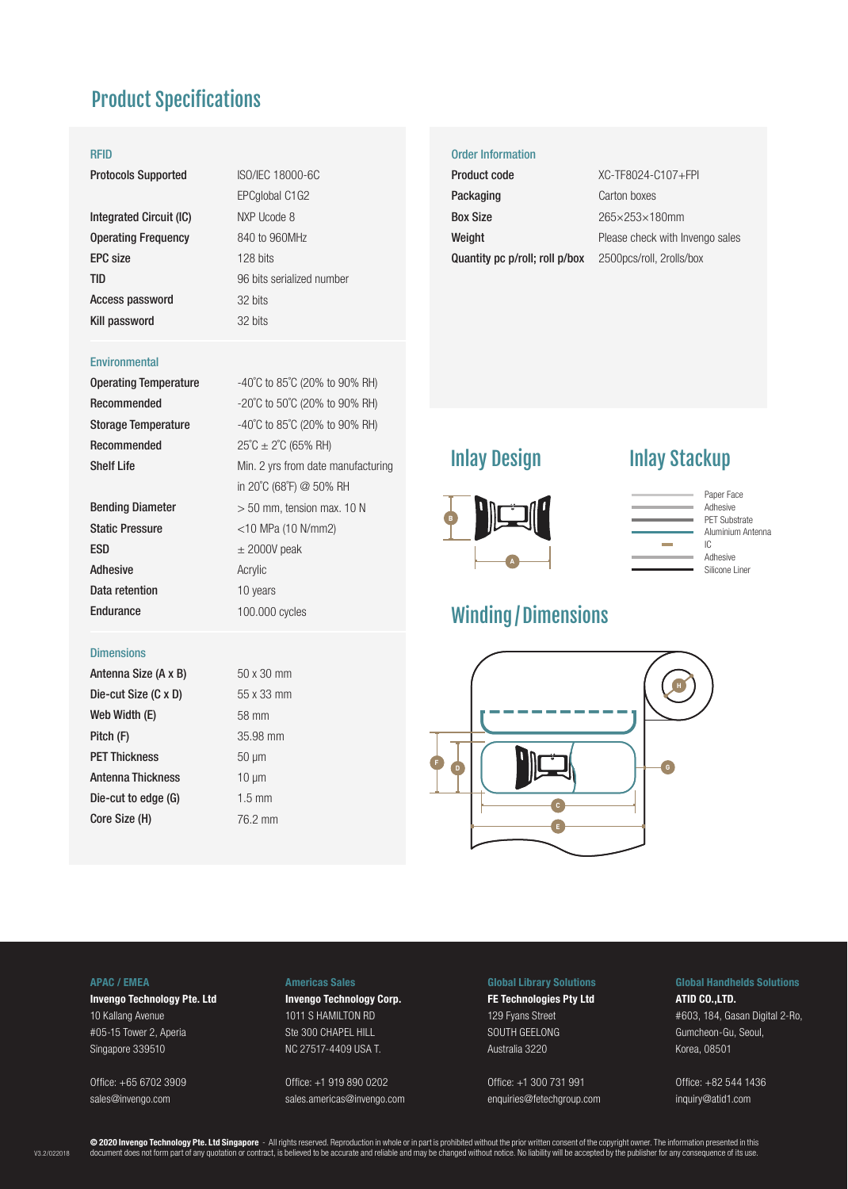# Product Specifications

### RFID

| | |
|---|---|
| Protocols Supported | ISO/IEC 18000-6C<br>EPCglobal C1G2 |
| Integrated Circuit (IC) | NXP Ucode 8 |
| Operating Frequency | 840 to 960MHz |
| EPC size | 128 bits |
| TID | 96 bits serialized number |
| Access password | 32 bits |
| Kill password | 32 bits |

### Environmental

| | |
|---|---|
| Operating Temperature | -40˚C to 85˚C (20% to 90% RH) |
| Recommended | -20˚C to 50˚C (20% to 90% RH) |
| Storage Temperature | -40˚C to 85˚C (20% to 90% RH) |
| Recommended | 25˚C ± 2˚C (65% RH) |
| Shelf Life | Min. 2 yrs from date manufacturing in 20˚C (68˚F) @ 50% RH |
| Bending Diameter | > 50 mm, tension max. 10 N |
| Static Pressure | <10 MPa (10 N/mm2) |
| ESD | ± 2000V peak |
| Adhesive | Acrylic |
| Data retention | 10 years |
| Endurance | 100.000 cycles |

### Dimensions

| | |
|---|---|
| Antenna Size (A x B) | 50 x 30 mm |
| Die-cut Size (C x D) | 55 x 33 mm |
| Web Width (E) | 58 mm |
| Pitch (F) | 35.98 mm |
| PET Thickness | 50 µm |
| Antenna Thickness | 10 µm |
| Die-cut to edge (G) | 1.5 mm |
| Core Size (H) | 76.2 mm |

### Order Information

| | |
|---|---|
| Product code | XC-TF8024-C107+FPI |
| Packaging | Carton boxes |
| Box Size | 265×253×180mm |
| Weight | Please check with Invengo sales |
| Quantity pc p/roll; roll p/box | 2500pcs/roll, 2rolls/box |

## Inlay Design

B

A

## Inlay Stackup

Paper Face
Adhesive
PET Substrate
Aluminium Antenna
IC
Adhesive
Silicone Liner

## Winding / Dimensions

H
F
D
G
C
E

---

**APAC / EMEA**
**Invengo Technology Pte. Ltd**
10 Kallang Avenue
#05-15 Tower 2, Aperia
Singapore 339510

Office: +65 6702 3909
sales@invengo.com

**Americas Sales**
**Invengo Technology Corp.**
1011 S HAMILTON RD
Ste 300 CHAPEL HILL
NC 27517-4409 USA T.

Office: +1 919 890 0202
sales.americas@invengo.com

**Global Library Solutions**
**FE Technologies Pty Ltd**
129 Fyans Street
SOUTH GEELONG
Australia 3220

Office: +1 300 731 991
enquiries@fetechgroup.com

**Global Handhelds Solutions**
**ATID CO.,LTD.**
#603, 184, Gasan Digital 2-Ro,
Gumcheon-Gu, Seoul,
Korea, 08501

Office: +82 544 1436
inquiry@atid1.com

V3.2/022018

**© 2020 Invengo Technology Pte. Ltd Singapore** - All rights reserved. Reproduction in whole or in part is prohibited without the prior written consent of the copyright owner. The information presented in this document does not form part of any quotation or contract, is believed to be accurate and reliable and may be changed without notice. No liability will be accepted by the publisher for any consequence of its use.